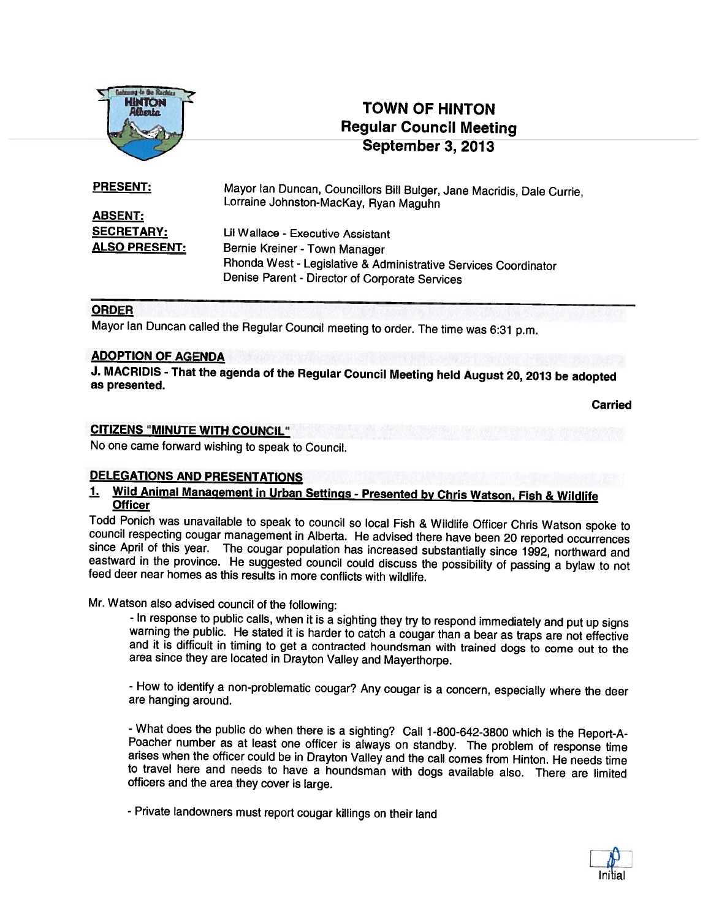# TOWN OF HINTON
## Regular Council Meeting
## September 3, 2013

**PRESENT:** Mayor Ian Duncan, Councillors Bill Bulger, Jane Macridis, Dale Currie, Lorraine Johnston-MacKay, Ryan Maguhn

**ABSENT:**

**SECRETARY:** Lil Wallace - Executive Assistant

**ALSO PRESENT:** Bernie Kreiner - Town Manager
Rhonda West - Legislative & Administrative Services Coordinator
Denise Parent - Director of Corporate Services

## ORDER

Mayor Ian Duncan called the Regular Council meeting to order. The time was 6:31 p.m.

## ADOPTION OF AGENDA

**J. MACRIDIS - That the agenda of the Regular Council Meeting held August 20, 2013 be adopted as presented.**

**Carried**

## CITIZENS "MINUTE WITH COUNCIL"

No one came forward wishing to speak to Council.

## DELEGATIONS AND PRESENTATIONS

### 1. Wild Animal Management in Urban Settings - Presented by Chris Watson, Fish & Wildlife Officer

Todd Ponich was unavailable to speak to council so local Fish & Wildlife Officer Chris Watson spoke to council respecting cougar management in Alberta. He advised there have been 20 reported occurrences since April of this year. The cougar population has increased substantially since 1992, northward and eastward in the province. He suggested council could discuss the possibility of passing a bylaw to not feed deer near homes as this results in more conflicts with wildlife.

Mr. Watson also advised council of the following:

- In response to public calls, when it is a sighting they try to respond immediately and put up signs warning the public. He stated it is harder to catch a cougar than a bear as traps are not effective and it is difficult in timing to get a contracted houndsman with trained dogs to come out to the area since they are located in Drayton Valley and Mayerthorpe.

- How to identify a non-problematic cougar? Any cougar is a concern, especially where the deer are hanging around.

- What does the public do when there is a sighting? Call 1-800-642-3800 which is the Report-A-Poacher number as at least one officer is always on standby. The problem of response time arises when the officer could be in Drayton Valley and the call comes from Hinton. He needs time to travel here and needs to have a houndsman with dogs available also. There are limited officers and the area they cover is large.

- Private landowners must report cougar killings on their land

Initial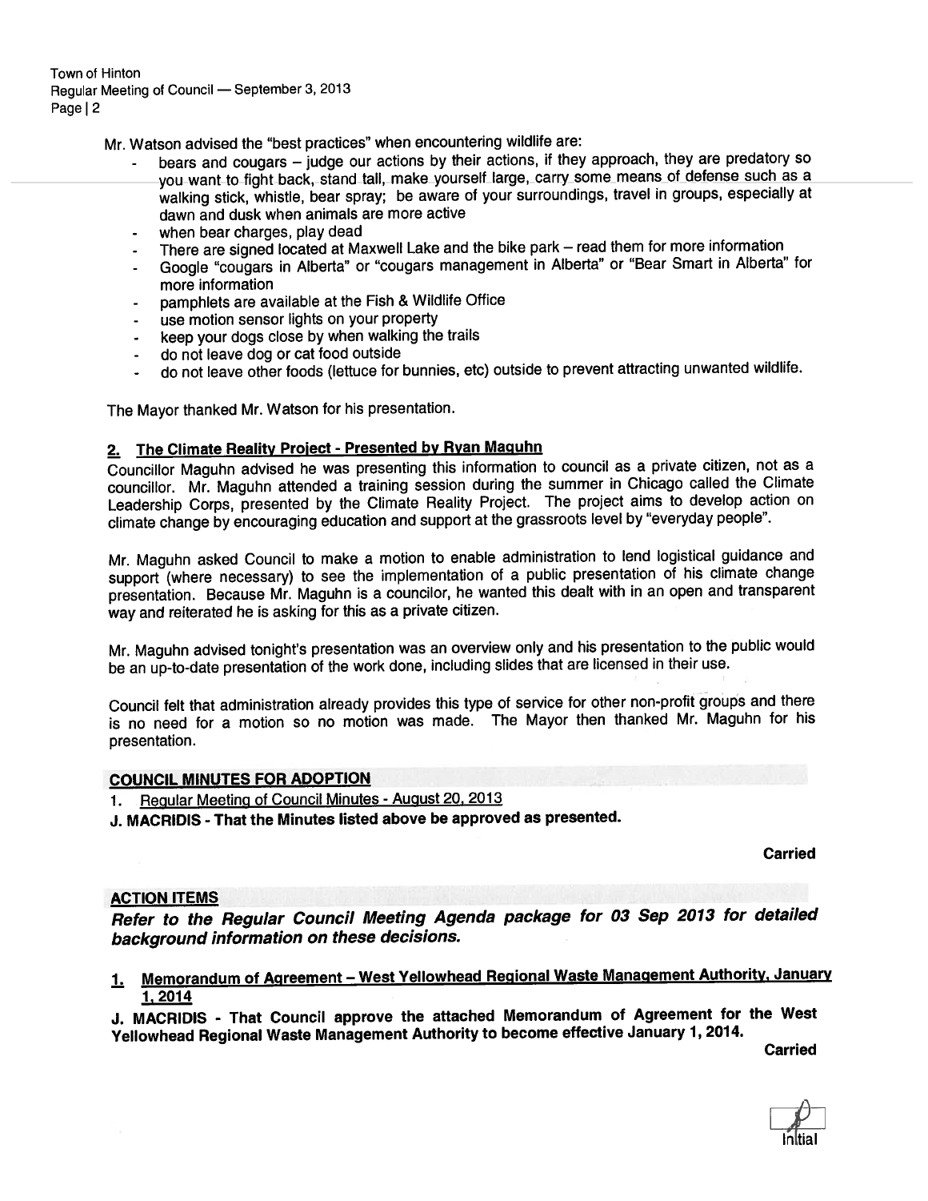Mr. Watson advised the "best practices" when encountering wildlife are:

- bears and cougars – judge our actions by their actions, if they approach, they are predatory so you want to fight back, stand tall, make yourself large, carry some means of defense such as a walking stick, whistle, bear spray; be aware of your surroundings, travel in groups, especially at dawn and dusk when animals are more active
- when bear charges, play dead
- There are signed located at Maxwell Lake and the bike park – read them for more information
- Google "cougars in Alberta" or "cougars management in Alberta" or "Bear Smart in Alberta" for more information
- pamphlets are available at the Fish & Wildlife Office
- use motion sensor lights on your property
- keep your dogs close by when walking the trails
- do not leave dog or cat food outside
- do not leave other foods (lettuce for bunnies, etc) outside to prevent attracting unwanted wildlife.

The Mayor thanked Mr. Watson for his presentation.

**2. The Climate Reality Project - Presented by Ryan Maguhn**

Councillor Maguhn advised he was presenting this information to council as a private citizen, not as a councillor. Mr. Maguhn attended a training session during the summer in Chicago called the Climate Leadership Corps, presented by the Climate Reality Project. The project aims to develop action on climate change by encouraging education and support at the grassroots level by "everyday people".

Mr. Maguhn asked Council to make a motion to enable administration to lend logistical guidance and support (where necessary) to see the implementation of a public presentation of his climate change presentation. Because Mr. Maguhn is a councilor, he wanted this dealt with in an open and transparent way and reiterated he is asking for this as a private citizen.

Mr. Maguhn advised tonight's presentation was an overview only and his presentation to the public would be an up-to-date presentation of the work done, including slides that are licensed in their use.

Council felt that administration already provides this type of service for other non-profit groups and there is no need for a motion so no motion was made. The Mayor then thanked Mr. Maguhn for his presentation.

## COUNCIL MINUTES FOR ADOPTION

1. Regular Meeting of Council Minutes - August 20, 2013

**J. MACRIDIS - That the Minutes listed above be approved as presented.**

**Carried**

## ACTION ITEMS

***Refer to the Regular Council Meeting Agenda package for 03 Sep 2013 for detailed background information on these decisions.***

**1. Memorandum of Agreement – West Yellowhead Regional Waste Management Authority, January 1, 2014**

**J. MACRIDIS - That Council approve the attached Memorandum of Agreement for the West Yellowhead Regional Waste Management Authority to become effective January 1, 2014.**

**Carried**

Initial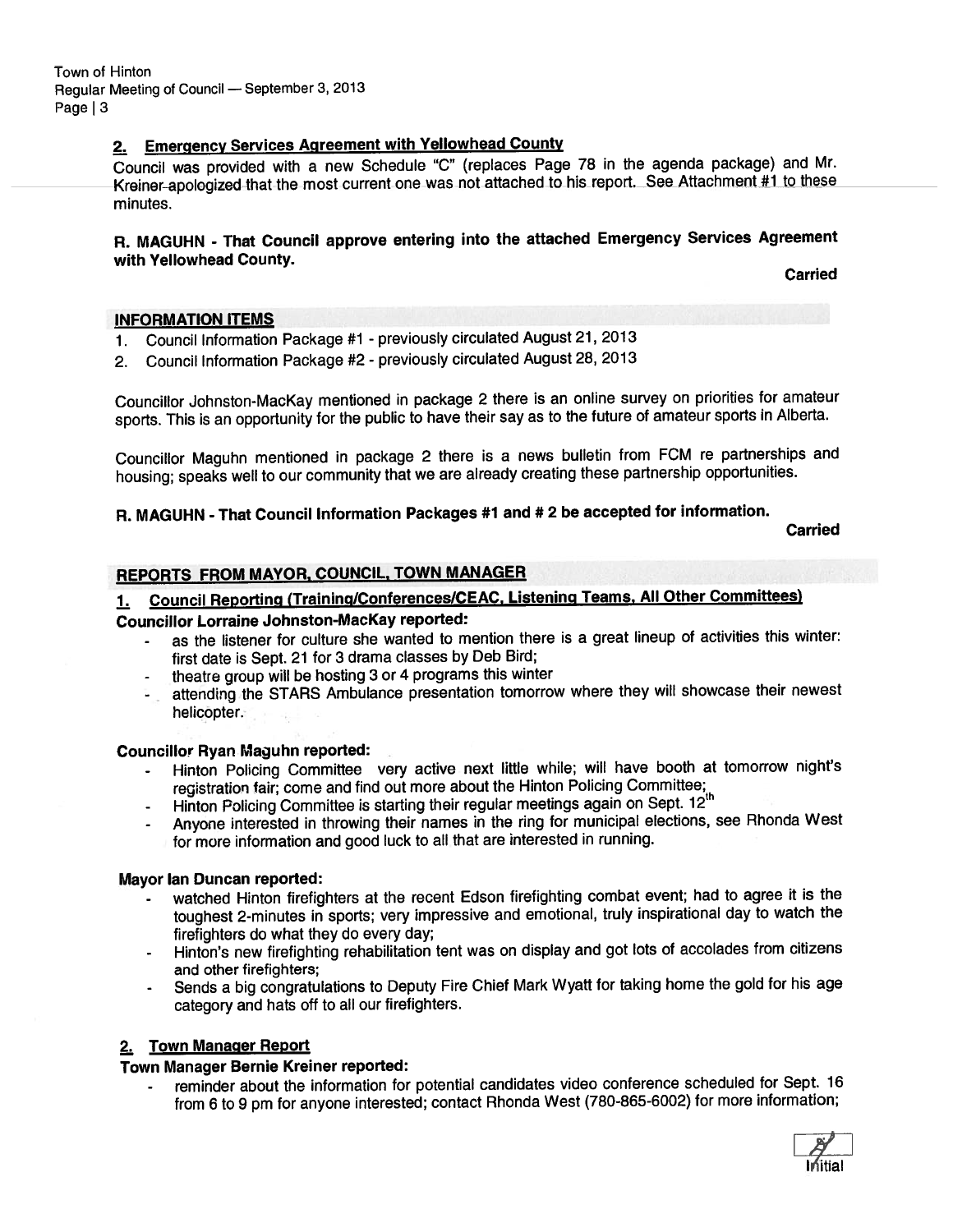### 2. Emergency Services Agreement with Yellowhead County

Council was provided with a new Schedule "C" (replaces Page 78 in the agenda package) and Mr. Kreiner apologized that the most current one was not attached to his report. See Attachment #1 to these minutes.

**R. MAGUHN - That Council approve entering into the attached Emergency Services Agreement with Yellowhead County.**

**Carried**

## INFORMATION ITEMS

1. Council Information Package #1 - previously circulated August 21, 2013
2. Council Information Package #2 - previously circulated August 28, 2013

Councillor Johnston-MacKay mentioned in package 2 there is an online survey on priorities for amateur sports. This is an opportunity for the public to have their say as to the future of amateur sports in Alberta.

Councillor Maguhn mentioned in package 2 there is a news bulletin from FCM re partnerships and housing; speaks well to our community that we are already creating these partnership opportunities.

**R. MAGUHN - That Council Information Packages #1 and # 2 be accepted for information.**

**Carried**

## REPORTS FROM MAYOR, COUNCIL, TOWN MANAGER

### 1. Council Reporting (Training/Conferences/CEAC, Listening Teams, All Other Committees)

**Councillor Lorraine Johnston-MacKay reported:**

- as the listener for culture she wanted to mention there is a great lineup of activities this winter: first date is Sept. 21 for 3 drama classes by Deb Bird;
- theatre group will be hosting 3 or 4 programs this winter
- attending the STARS Ambulance presentation tomorrow where they will showcase their newest helicopter.

**Councillor Ryan Maguhn reported:**

- Hinton Policing Committee very active next little while; will have booth at tomorrow night's registration fair; come and find out more about the Hinton Policing Committee;
- Hinton Policing Committee is starting their regular meetings again on Sept. 12th
- Anyone interested in throwing their names in the ring for municipal elections, see Rhonda West for more information and good luck to all that are interested in running.

**Mayor Ian Duncan reported:**

- watched Hinton firefighters at the recent Edson firefighting combat event; had to agree it is the toughest 2-minutes in sports; very impressive and emotional, truly inspirational day to watch the firefighters do what they do every day;
- Hinton's new firefighting rehabilitation tent was on display and got lots of accolades from citizens and other firefighters;
- Sends a big congratulations to Deputy Fire Chief Mark Wyatt for taking home the gold for his age category and hats off to all our firefighters.

### 2. Town Manager Report

**Town Manager Bernie Kreiner reported:**

- reminder about the information for potential candidates video conference scheduled for Sept. 16 from 6 to 9 pm for anyone interested; contact Rhonda West (780-865-6002) for more information;

Initial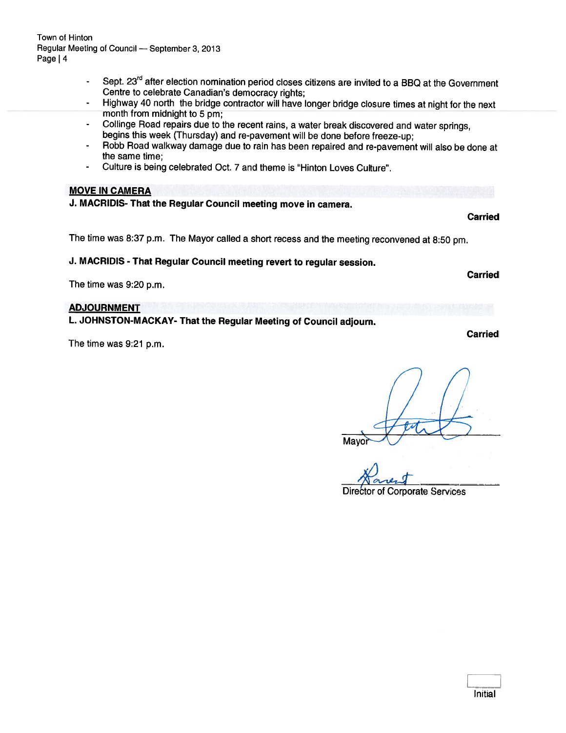- Sept. 23rd after election nomination period closes citizens are invited to a BBQ at the Government Centre to celebrate Canadian's democracy rights;
- Highway 40 north the bridge contractor will have longer bridge closure times at night for the next month from midnight to 5 pm;
- Collinge Road repairs due to the recent rains, a water break discovered and water springs, begins this week (Thursday) and re-pavement will be done before freeze-up;
- Robb Road walkway damage due to rain has been repaired and re-pavement will also be done at the same time;
- Culture is being celebrated Oct. 7 and theme is "Hinton Loves Culture".

## MOVE IN CAMERA

**J. MACRIDIS- That the Regular Council meeting move in camera.**

**Carried**

The time was 8:37 p.m. The Mayor called a short recess and the meeting reconvened at 8:50 pm.

**J. MACRIDIS - That Regular Council meeting revert to regular session.**

**Carried**

The time was 9:20 p.m.

## ADJOURNMENT

**L. JOHNSTON-MACKAY- That the Regular Meeting of Council adjourn.**

**Carried**

The time was 9:21 p.m.

Mayor

Director of Corporate Services

Initial